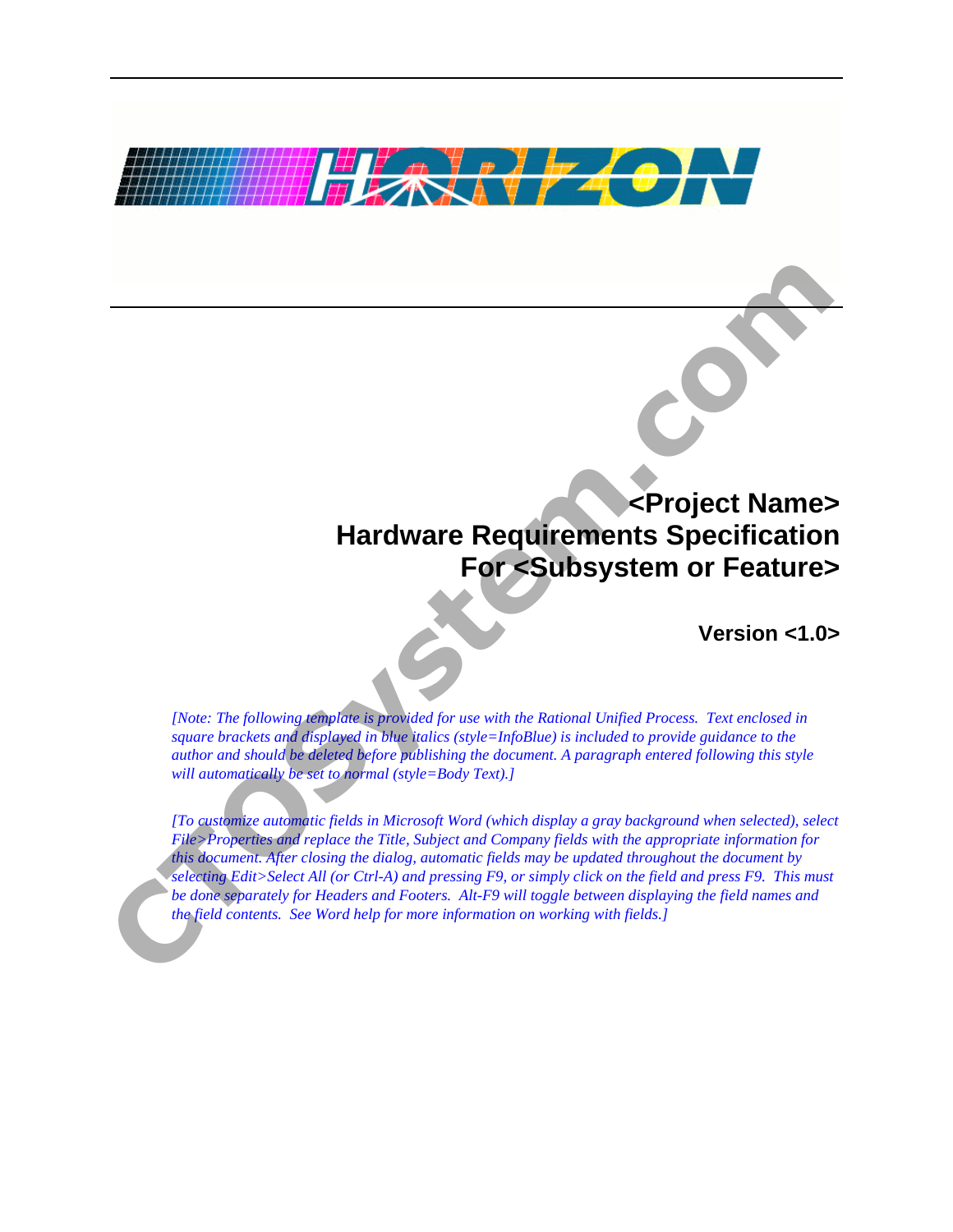# <Project Name>
# Hardware Requirements Specification
# For <Subsystem or Feature>

**Version <1.0>**

*[Note: The following template is provided for use with the Rational Unified Process. Text enclosed in square brackets and displayed in blue italics (style=InfoBlue) is included to provide guidance to the author and should be deleted before publishing the document. A paragraph entered following this style will automatically be set to normal (style=Body Text).]*

*[To customize automatic fields in Microsoft Word (which display a gray background when selected), select File>Properties and replace the Title, Subject and Company fields with the appropriate information for this document. After closing the dialog, automatic fields may be updated throughout the document by selecting Edit>Select All (or Ctrl-A) and pressing F9, or simply click on the field and press F9. This must be done separately for Headers and Footers. Alt-F9 will toggle between displaying the field names and the field contents. See Word help for more information on working with fields.]*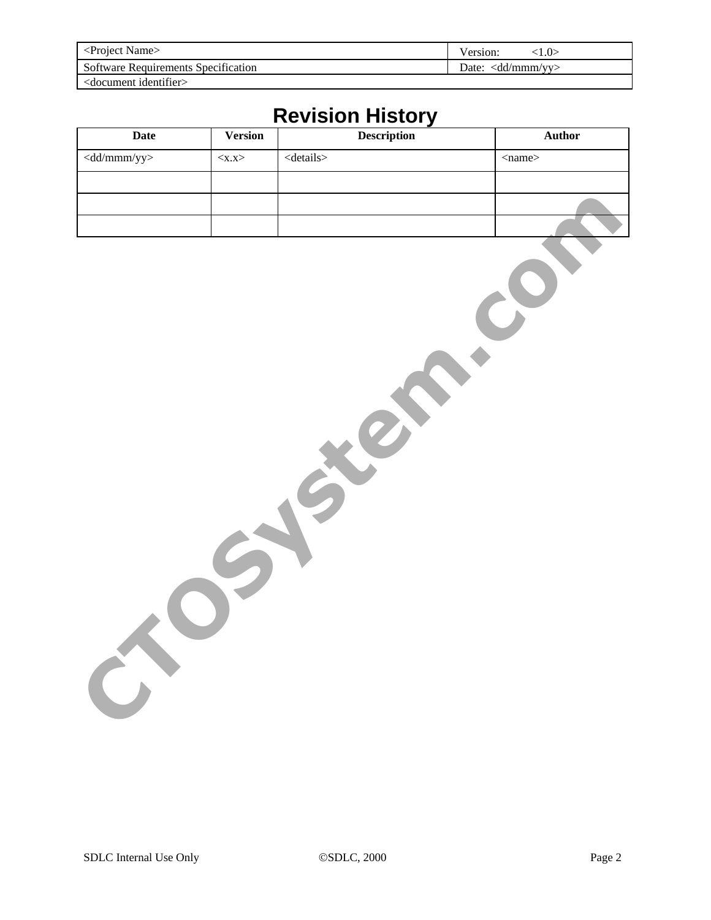# Revision History

| Date | Version | Description | Author |
|---|---|---|---|
| <dd/mmm/yy> | <x.x> | <details> | <name> |
| | | | |
| | | | |
| | | | |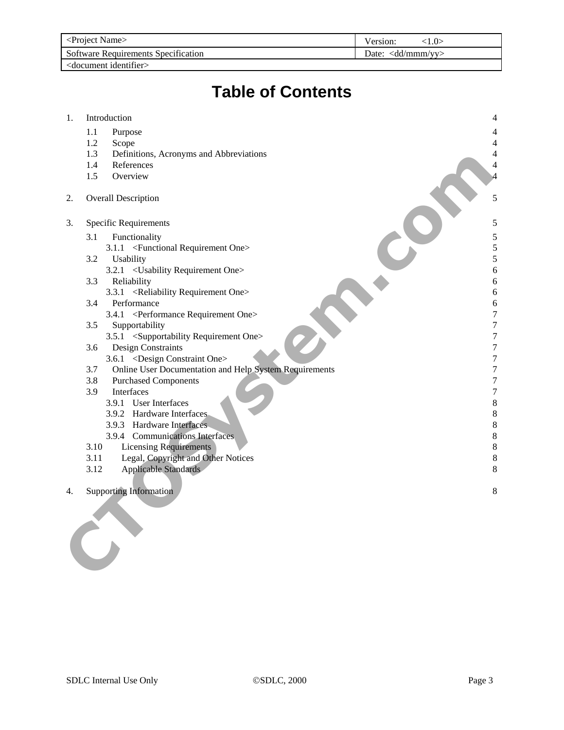# Table of Contents

1. Introduction 4
   - 1.1 Purpose 4
   - 1.2 Scope 4
   - 1.3 Definitions, Acronyms and Abbreviations 4
   - 1.4 References 4
   - 1.5 Overview 4
2. Overall Description 5
3. Specific Requirements 5
   - 3.1 Functionality 5
     - 3.1.1 <Functional Requirement One> 5
   - 3.2 Usability 5
     - 3.2.1 <Usability Requirement One> 6
   - 3.3 Reliability 6
     - 3.3.1 <Reliability Requirement One> 6
   - 3.4 Performance 6
     - 3.4.1 <Performance Requirement One> 7
   - 3.5 Supportability 7
     - 3.5.1 <Supportability Requirement One> 7
   - 3.6 Design Constraints 7
     - 3.6.1 <Design Constraint One> 7
   - 3.7 Online User Documentation and Help System Requirements 7
   - 3.8 Purchased Components 7
   - 3.9 Interfaces 7
     - 3.9.1 User Interfaces 8
     - 3.9.2 Hardware Interfaces 8
     - 3.9.3 Hardware Interfaces 8
     - 3.9.4 Communications Interfaces 8
   - 3.10 Licensing Requirements 8
   - 3.11 Legal, Copyright and Other Notices 8
   - 3.12 Applicable Standards 8
4. Supporting Information 8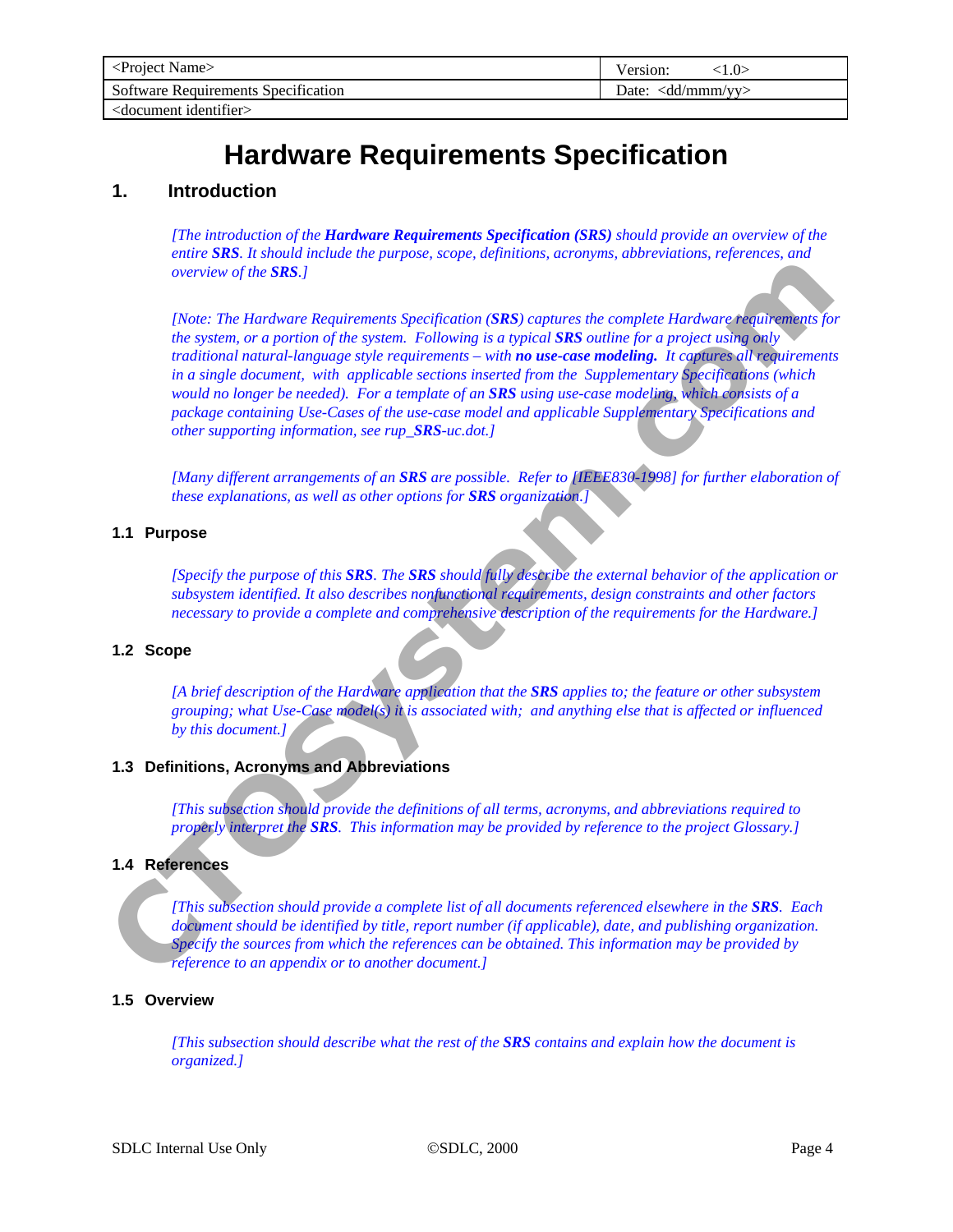# Hardware Requirements Specification

## 1. Introduction

*[The introduction of the* ***Hardware Requirements Specification (SRS)*** *should provide an overview of the entire* ***SRS****. It should include the purpose, scope, definitions, acronyms, abbreviations, references, and overview of the* ***SRS****.]*

*[Note: The Hardware Requirements Specification (****SRS****) captures the complete Hardware requirements for the system, or a portion of the system. Following is a typical* ***SRS*** *outline for a project using only traditional natural-language style requirements – with* ***no use-case modeling.*** *It captures all requirements in a single document, with applicable sections inserted from the Supplementary Specifications (which would no longer be needed). For a template of an* ***SRS*** *using use-case modeling, which consists of a package containing Use-Cases of the use-case model and applicable Supplementary Specifications and other supporting information, see rup_****SRS****-uc.dot.]*

*[Many different arrangements of an* ***SRS*** *are possible. Refer to [IEEE830-1998] for further elaboration of these explanations, as well as other options for* ***SRS*** *organization.]*

### 1.1 Purpose

*[Specify the purpose of this* ***SRS****. The* ***SRS*** *should fully describe the external behavior of the application or subsystem identified. It also describes nonfunctional requirements, design constraints and other factors necessary to provide a complete and comprehensive description of the requirements for the Hardware.]*

### 1.2 Scope

*[A brief description of the Hardware application that the* ***SRS*** *applies to; the feature or other subsystem grouping; what Use-Case model(s) it is associated with; and anything else that is affected or influenced by this document.]*

### 1.3 Definitions, Acronyms and Abbreviations

*[This subsection should provide the definitions of all terms, acronyms, and abbreviations required to properly interpret the* ***SRS****. This information may be provided by reference to the project Glossary.]*

### 1.4 References

*[This subsection should provide a complete list of all documents referenced elsewhere in the* ***SRS****. Each document should be identified by title, report number (if applicable), date, and publishing organization. Specify the sources from which the references can be obtained. This information may be provided by reference to an appendix or to another document.]*

### 1.5 Overview

*[This subsection should describe what the rest of the* ***SRS*** *contains and explain how the document is organized.]*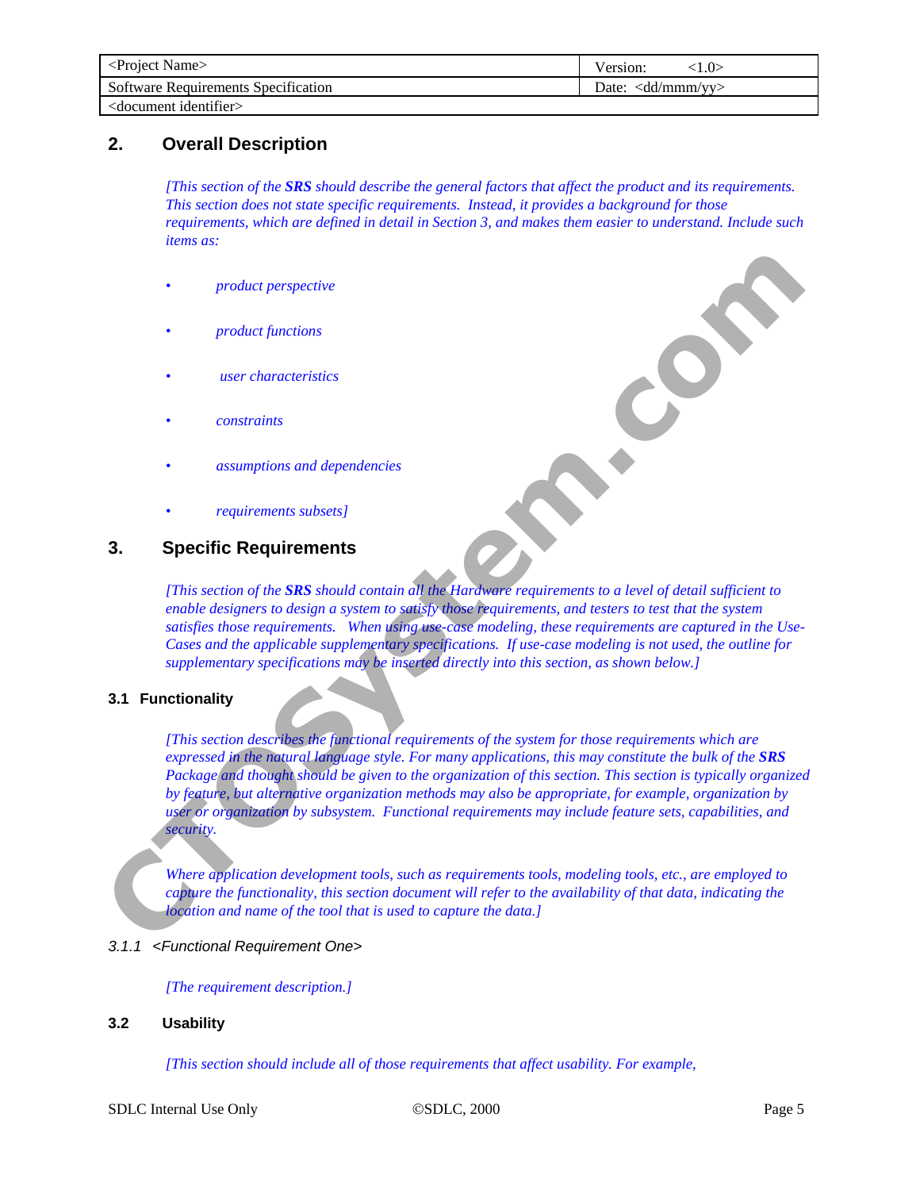## 2. Overall Description

*[This section of the **SRS** should describe the general factors that affect the product and its requirements. This section does not state specific requirements. Instead, it provides a background for those requirements, which are defined in detail in Section 3, and makes them easier to understand. Include such items as:*

- *product perspective*
- *product functions*
- *user characteristics*
- *constraints*
- *assumptions and dependencies*
- *requirements subsets]*

## 3. Specific Requirements

*[This section of the **SRS** should contain all the Hardware requirements to a level of detail sufficient to enable designers to design a system to satisfy those requirements, and testers to test that the system satisfies those requirements. When using use-case modeling, these requirements are captured in the Use-Cases and the applicable supplementary specifications. If use-case modeling is not used, the outline for supplementary specifications may be inserted directly into this section, as shown below.]*

### 3.1 Functionality

*[This section describes the functional requirements of the system for those requirements which are expressed in the natural language style. For many applications, this may constitute the bulk of the **SRS** Package and thought should be given to the organization of this section. This section is typically organized by feature, but alternative organization methods may also be appropriate, for example, organization by user or organization by subsystem. Functional requirements may include feature sets, capabilities, and security.*

*Where application development tools, such as requirements tools, modeling tools, etc., are employed to capture the functionality, this section document will refer to the availability of that data, indicating the location and name of the tool that is used to capture the data.]*

#### *3.1.1 <Functional Requirement One>*

*[The requirement description.]*

### 3.2 Usability

*[This section should include all of those requirements that affect usability. For example,*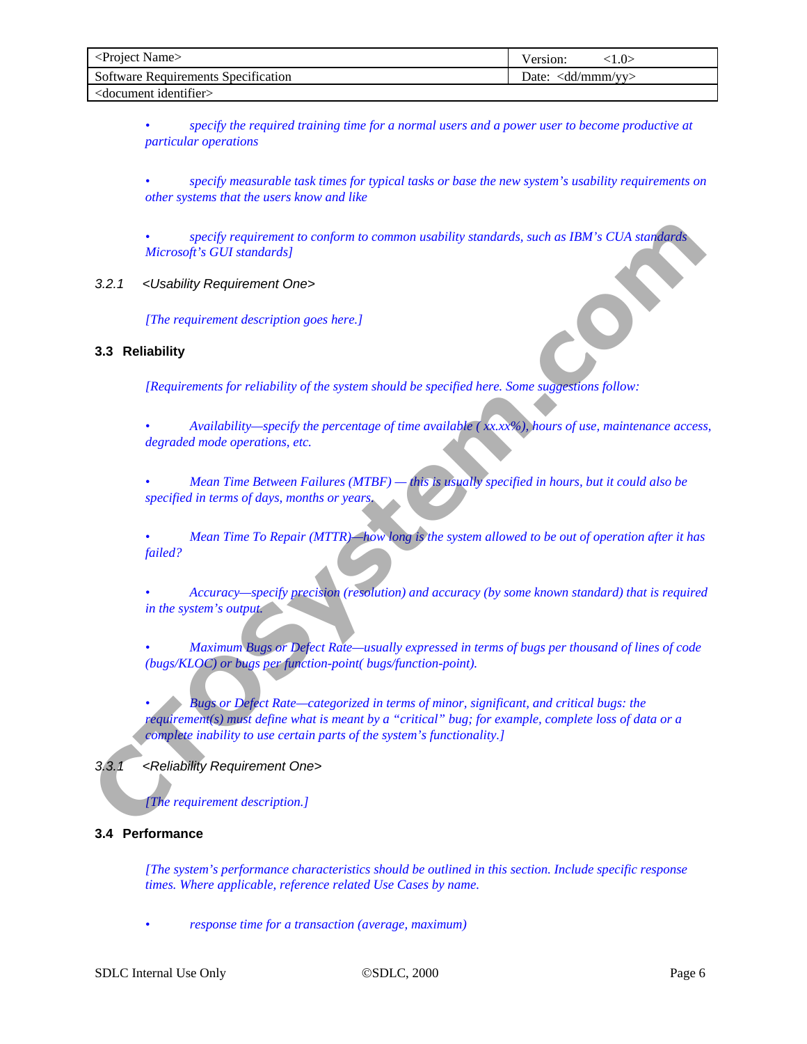- *specify the required training time for a normal users and a power user to become productive at particular operations*

- *specify measurable task times for typical tasks or base the new system's usability requirements on other systems that the users know and like*

- *specify requirement to conform to common usability standards, such as IBM's CUA standards Microsoft's GUI standards]*

#### 3.2.1 <Usability Requirement One>

*[The requirement description goes here.]*

### 3.3 Reliability

*[Requirements for reliability of the system should be specified here. Some suggestions follow:*

- *Availability—specify the percentage of time available ( xx.xx%), hours of use, maintenance access, degraded mode operations, etc.*

- *Mean Time Between Failures (MTBF) — this is usually specified in hours, but it could also be specified in terms of days, months or years.*

- *Mean Time To Repair (MTTR)—how long is the system allowed to be out of operation after it has failed?*

- *Accuracy—specify precision (resolution) and accuracy (by some known standard) that is required in the system's output.*

- *Maximum Bugs or Defect Rate—usually expressed in terms of bugs per thousand of lines of code (bugs/KLOC) or bugs per function-point( bugs/function-point).*

- *Bugs or Defect Rate—categorized in terms of minor, significant, and critical bugs: the requirement(s) must define what is meant by a "critical" bug; for example, complete loss of data or a complete inability to use certain parts of the system's functionality.]*

#### 3.3.1 <Reliability Requirement One>

*[The requirement description.]*

### 3.4 Performance

*[The system's performance characteristics should be outlined in this section. Include specific response times. Where applicable, reference related Use Cases by name.*

- *response time for a transaction (average, maximum)*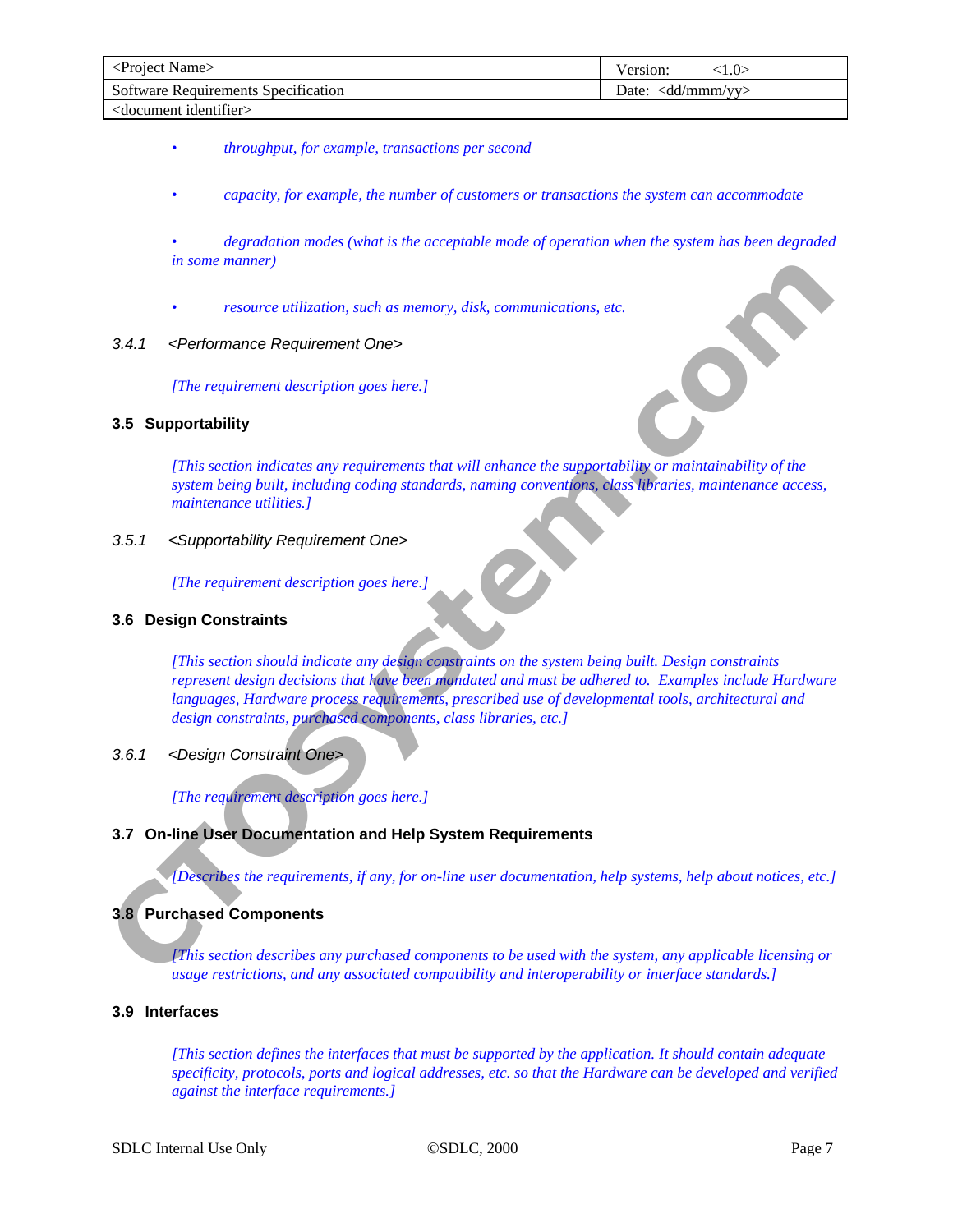- *throughput, for example, transactions per second*
- *capacity, for example, the number of customers or transactions the system can accommodate*
- *degradation modes (what is the acceptable mode of operation when the system has been degraded in some manner)*
- *resource utilization, such as memory, disk, communications, etc.*

#### 3.4.1 <Performance Requirement One>

*[The requirement description goes here.]*

### 3.5 Supportability

*[This section indicates any requirements that will enhance the supportability or maintainability of the system being built, including coding standards, naming conventions, class libraries, maintenance access, maintenance utilities.]*

#### 3.5.1 <Supportability Requirement One>

*[The requirement description goes here.]*

### 3.6 Design Constraints

*[This section should indicate any design constraints on the system being built. Design constraints represent design decisions that have been mandated and must be adhered to. Examples include Hardware languages, Hardware process requirements, prescribed use of developmental tools, architectural and design constraints, purchased components, class libraries, etc.]*

#### 3.6.1 <Design Constraint One>

*[The requirement description goes here.]*

### 3.7 On-line User Documentation and Help System Requirements

*[Describes the requirements, if any, for on-line user documentation, help systems, help about notices, etc.]*

### 3.8 Purchased Components

*[This section describes any purchased components to be used with the system, any applicable licensing or usage restrictions, and any associated compatibility and interoperability or interface standards.]*

### 3.9 Interfaces

*[This section defines the interfaces that must be supported by the application. It should contain adequate specificity, protocols, ports and logical addresses, etc. so that the Hardware can be developed and verified against the interface requirements.]*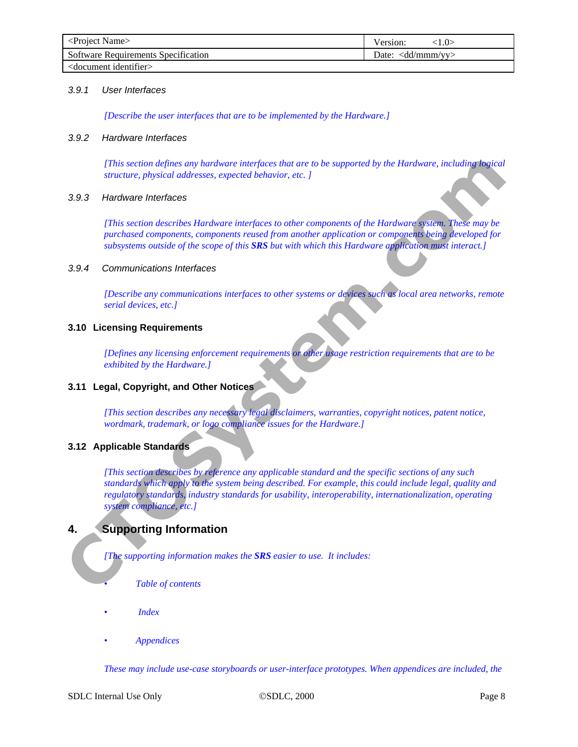#### 3.9.1 User Interfaces

*[Describe the user interfaces that are to be implemented by the Hardware.]*

#### 3.9.2 Hardware Interfaces

*[This section defines any hardware interfaces that are to be supported by the Hardware, including logical structure, physical addresses, expected behavior, etc. ]*

#### 3.9.3 Hardware Interfaces

*[This section describes Hardware interfaces to other components of the Hardware system. These may be purchased components, components reused from another application or components being developed for subsystems outside of the scope of this **SRS** but with which this Hardware application must interact.]*

#### 3.9.4 Communications Interfaces

*[Describe any communications interfaces to other systems or devices such as local area networks, remote serial devices, etc.]*

### 3.10 Licensing Requirements

*[Defines any licensing enforcement requirements or other usage restriction requirements that are to be exhibited by the Hardware.]*

### 3.11 Legal, Copyright, and Other Notices

*[This section describes any necessary legal disclaimers, warranties, copyright notices, patent notice, wordmark, trademark, or logo compliance issues for the Hardware.]*

### 3.12 Applicable Standards

*[This section describes by reference any applicable standard and the specific sections of any such standards which apply to the system being described. For example, this could include legal, quality and regulatory standards, industry standards for usability, interoperability, internationalization, operating system compliance, etc.]*

## 4. Supporting Information

*[The supporting information makes the **SRS** easier to use. It includes:*

- *Table of contents*
- *Index*
- *Appendices*

*These may include use-case storyboards or user-interface prototypes. When appendices are included, the*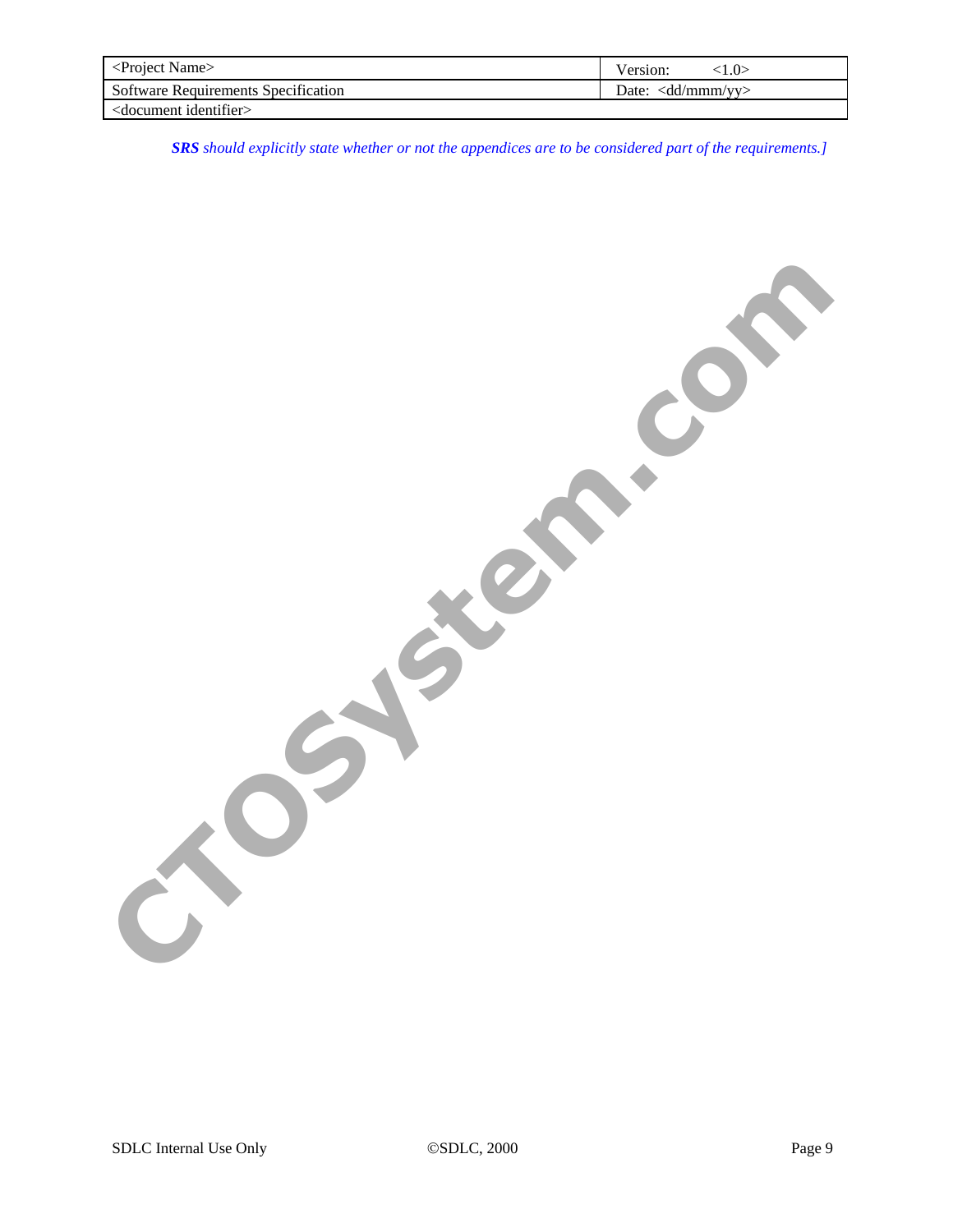***SRS** should explicitly state whether or not the appendices are to be considered part of the requirements.]*